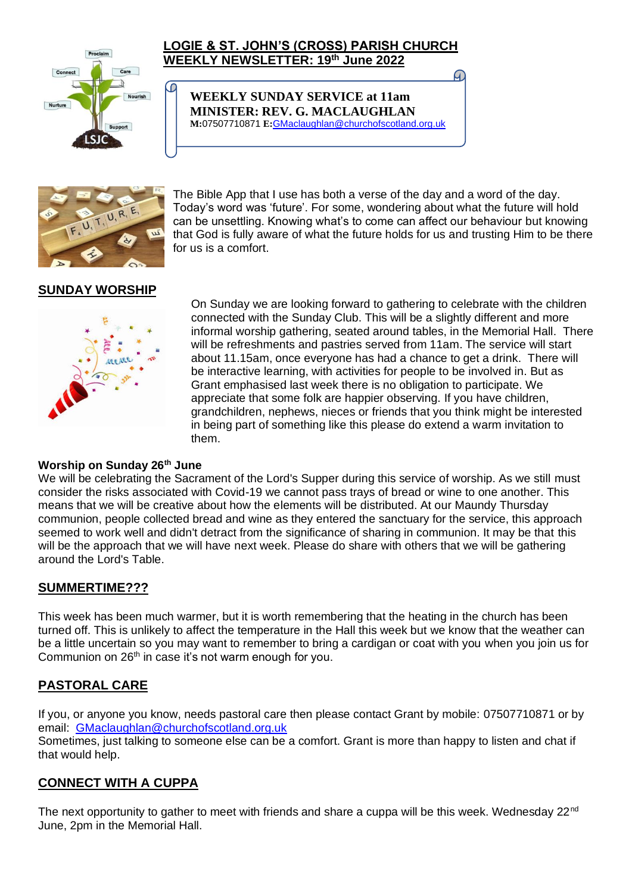# LOGIE & ST. JOHN'S (CROSS) PARISH CHURCH
# WEEKLY NEWSLETTER: 19th June 2022

**WEEKLY SUNDAY SERVICE at 11am**
**MINISTER: REV. G. MACLAUGHLAN**
**M:**07507710871 **E:**GMaclaughlan@churchofscotland.org.uk

The Bible App that I use has both a verse of the day and a word of the day. Today's word was 'future'. For some, wondering about what the future will hold can be unsettling. Knowing what's to come can affect our behaviour but knowing that God is fully aware of what the future holds for us and trusting Him to be there for us is a comfort.

## SUNDAY WORSHIP

On Sunday we are looking forward to gathering to celebrate with the children connected with the Sunday Club. This will be a slightly different and more informal worship gathering, seated around tables, in the Memorial Hall. There will be refreshments and pastries served from 11am. The service will start about 11.15am, once everyone has had a chance to get a drink. There will be interactive learning, with activities for people to be involved in. But as Grant emphasised last week there is no obligation to participate. We appreciate that some folk are happier observing. If you have children, grandchildren, nephews, nieces or friends that you think might be interested in being part of something like this please do extend a warm invitation to them.

**Worship on Sunday 26th June**

We will be celebrating the Sacrament of the Lord's Supper during this service of worship. As we still must consider the risks associated with Covid-19 we cannot pass trays of bread or wine to one another. This means that we will be creative about how the elements will be distributed. At our Maundy Thursday communion, people collected bread and wine as they entered the sanctuary for the service, this approach seemed to work well and didn't detract from the significance of sharing in communion. It may be that this will be the approach that we will have next week. Please do share with others that we will be gathering around the Lord's Table.

## SUMMERTIME???

This week has been much warmer, but it is worth remembering that the heating in the church has been turned off. This is unlikely to affect the temperature in the Hall this week but we know that the weather can be a little uncertain so you may want to remember to bring a cardigan or coat with you when you join us for Communion on 26th in case it's not warm enough for you.

## PASTORAL CARE

If you, or anyone you know, needs pastoral care then please contact Grant by mobile: 07507710871 or by email: GMaclaughlan@churchofscotland.org.uk

Sometimes, just talking to someone else can be a comfort. Grant is more than happy to listen and chat if that would help.

## CONNECT WITH A CUPPA

The next opportunity to gather to meet with friends and share a cuppa will be this week. Wednesday 22nd June, 2pm in the Memorial Hall.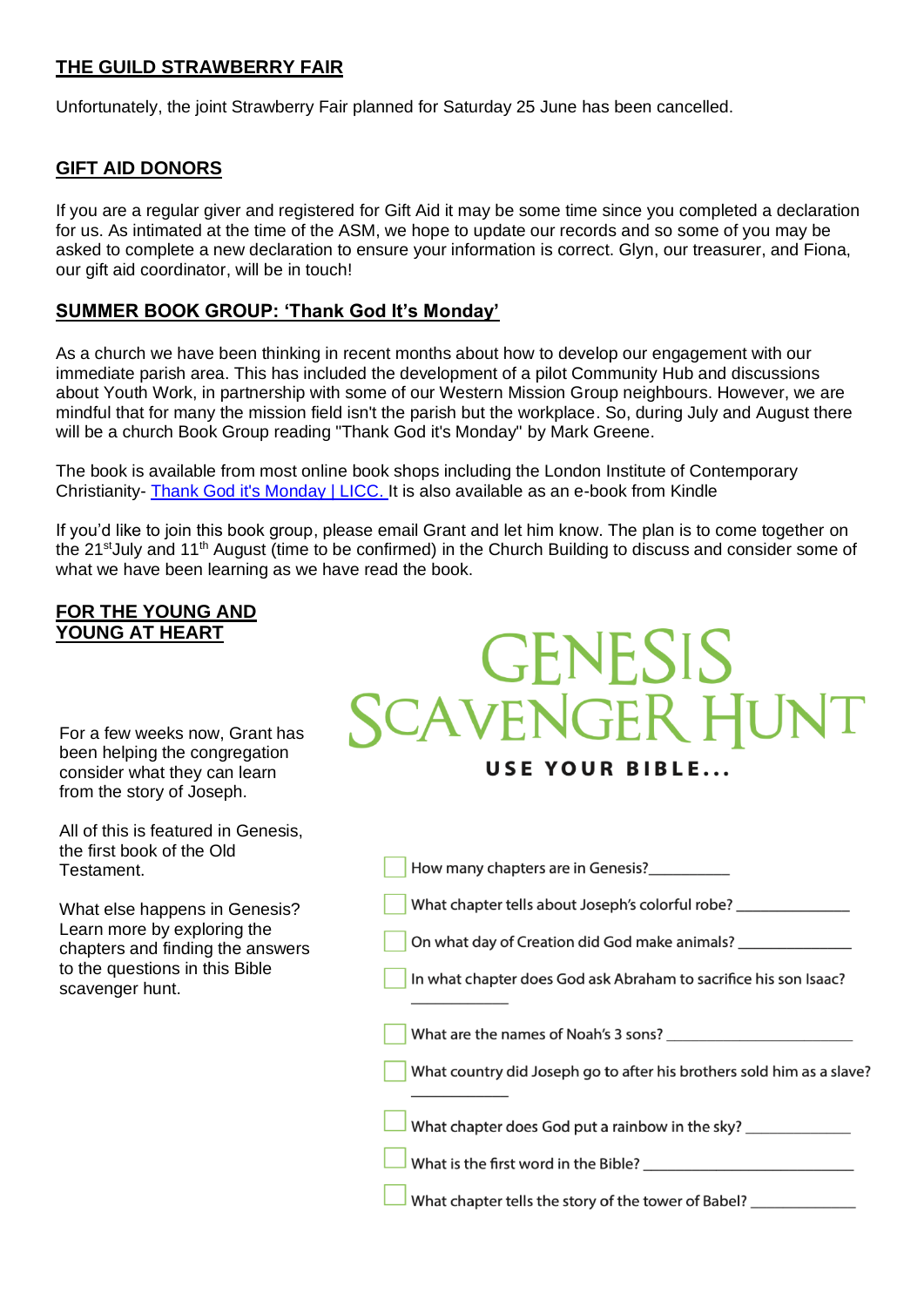## THE GUILD STRAWBERRY FAIR

Unfortunately, the joint Strawberry Fair planned for Saturday 25 June has been cancelled.

## GIFT AID DONORS

If you are a regular giver and registered for Gift Aid it may be some time since you completed a declaration for us. As intimated at the time of the ASM, we hope to update our records and so some of you may be asked to complete a new declaration to ensure your information is correct. Glyn, our treasurer, and Fiona, our gift aid coordinator, will be in touch!

## SUMMER BOOK GROUP: 'Thank God It's Monday'

As a church we have been thinking in recent months about how to develop our engagement with our immediate parish area. This has included the development of a pilot Community Hub and discussions about Youth Work, in partnership with some of our Western Mission Group neighbours. However, we are mindful that for many the mission field isn't the parish but the workplace. So, during July and August there will be a church Book Group reading "Thank God it's Monday" by Mark Greene.

The book is available from most online book shops including the London Institute of Contemporary Christianity- Thank God it's Monday | LICC. It is also available as an e-book from Kindle

If you'd like to join this book group, please email Grant and let him know. The plan is to come together on the 21st July and 11th August (time to be confirmed) in the Church Building to discuss and consider some of what we have been learning as we have read the book.

## FOR THE YOUNG AND YOUNG AT HEART

For a few weeks now, Grant has been helping the congregation consider what they can learn from the story of Joseph.

All of this is featured in Genesis, the first book of the Old Testament.

What else happens in Genesis? Learn more by exploring the chapters and finding the answers to the questions in this Bible scavenger hunt.

### GENESIS SCAVENGER HUNT

**USE YOUR BIBLE...**

- [ ] How many chapters are in Genesis? __________
- [ ] What chapter tells about Joseph's colorful robe? ______________
- [ ] On what day of Creation did God make animals? ______________
- [ ] In what chapter does God ask Abraham to sacrifice his son Isaac? ____________
- [ ] What are the names of Noah's 3 sons? ______________________
- [ ] What country did Joseph go to after his brothers sold him as a slave? ____________
- [ ] What chapter does God put a rainbow in the sky? _____________
- [ ] What is the first word in the Bible? __________________________
- [ ] What chapter tells the story of the tower of Babel? _____________